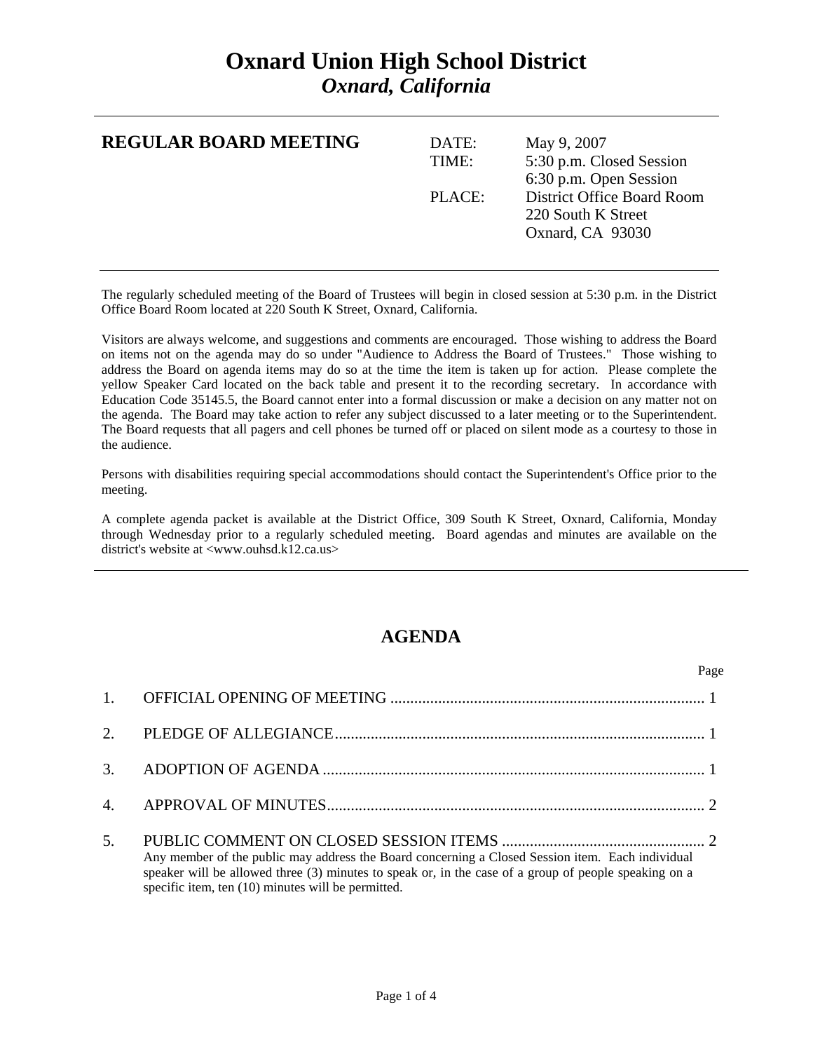# Oxnard Union High School District
## *Oxnard, California*

---

**REGULAR BOARD MEETING**

| | |
|---|---|
| DATE: | May 9, 2007 |
| TIME: | 5:30 p.m. Closed Session<br>6:30 p.m. Open Session |
| PLACE: | District Office Board Room<br>220 South K Street<br>Oxnard, CA 93030 |

---

The regularly scheduled meeting of the Board of Trustees will begin in closed session at 5:30 p.m. in the District Office Board Room located at 220 South K Street, Oxnard, California.

Visitors are always welcome, and suggestions and comments are encouraged. Those wishing to address the Board on items not on the agenda may do so under "Audience to Address the Board of Trustees." Those wishing to address the Board on agenda items may do so at the time the item is taken up for action. Please complete the yellow Speaker Card located on the back table and present it to the recording secretary. In accordance with Education Code 35145.5, the Board cannot enter into a formal discussion or make a decision on any matter not on the agenda. The Board may take action to refer any subject discussed to a later meeting or to the Superintendent. The Board requests that all pagers and cell phones be turned off or placed on silent mode as a courtesy to those in the audience.

Persons with disabilities requiring special accommodations should contact the Superintendent's Office prior to the meeting.

A complete agenda packet is available at the District Office, 309 South K Street, Oxnard, California, Monday through Wednesday prior to a regularly scheduled meeting. Board agendas and minutes are available on the district's website at <www.ouhsd.k12.ca.us>

---

## AGENDA

| | | Page |
|---|---|---|
| 1. | OFFICIAL OPENING OF MEETING | 1 |
| 2. | PLEDGE OF ALLEGIANCE | 1 |
| 3. | ADOPTION OF AGENDA | 1 |
| 4. | APPROVAL OF MINUTES | 2 |
| 5. | PUBLIC COMMENT ON CLOSED SESSION ITEMS<br>Any member of the public may address the Board concerning a Closed Session item. Each individual speaker will be allowed three (3) minutes to speak or, in the case of a group of people speaking on a specific item, ten (10) minutes will be permitted. | 2 |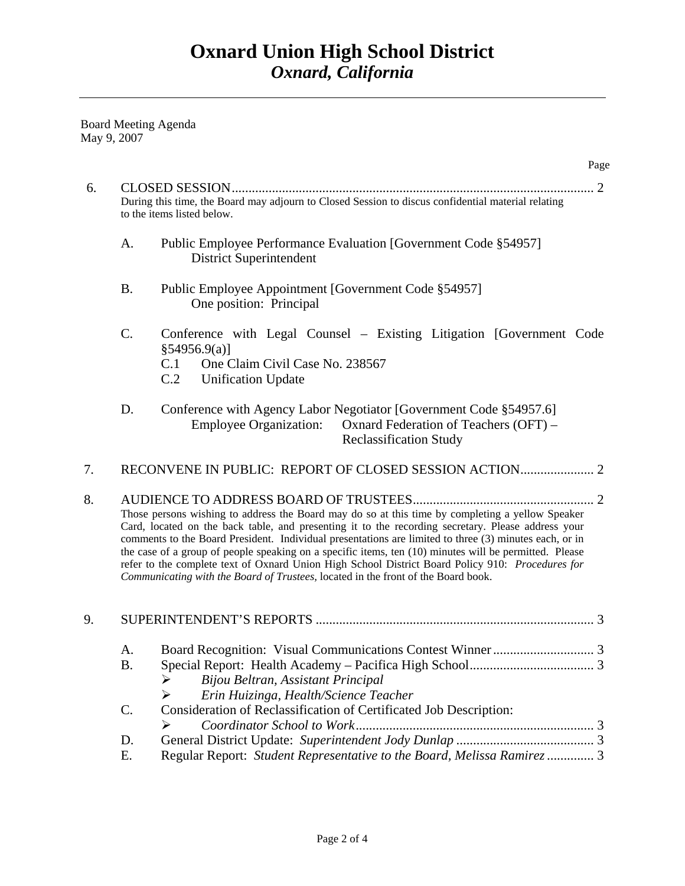# Oxnard Union High School District
## *Oxnard, California*

Board Meeting Agenda
May 9, 2007

Page

6. CLOSED SESSION ........................................................................................................... 2
   During this time, the Board may adjourn to Closed Session to discus confidential material relating to the items listed below.

   A. Public Employee Performance Evaluation [Government Code §54957]
      District Superintendent

   B. Public Employee Appointment [Government Code §54957]
      One position: Principal

   C. Conference with Legal Counsel – Existing Litigation [Government Code §54956.9(a)]
      C.1 One Claim Civil Case No. 238567
      C.2 Unification Update

   D. Conference with Agency Labor Negotiator [Government Code §54957.6]
      Employee Organization: Oxnard Federation of Teachers (OFT) – Reclassification Study

7. RECONVENE IN PUBLIC: REPORT OF CLOSED SESSION ACTION ...................... 2

8. AUDIENCE TO ADDRESS BOARD OF TRUSTEES ...................................................... 2
   Those persons wishing to address the Board may do so at this time by completing a yellow Speaker Card, located on the back table, and presenting it to the recording secretary. Please address your comments to the Board President. Individual presentations are limited to three (3) minutes each, or in the case of a group of people speaking on a specific items, ten (10) minutes will be permitted. Please refer to the complete text of Oxnard Union High School District Board Policy 910: *Procedures for Communicating with the Board of Trustees*, located in the front of the Board book.

9. SUPERINTENDENT'S REPORTS ................................................................................... 3

   A. Board Recognition: Visual Communications Contest Winner .............................. 3
   B. Special Report: Health Academy – Pacifica High School..................................... 3
      - *Bijou Beltran, Assistant Principal*
      - *Erin Huizinga, Health/Science Teacher*
   C. Consideration of Reclassification of Certificated Job Description:
      - *Coordinator School to Work* ....................................................................... 3
   D. General District Update: *Superintendent Jody Dunlap* ......................................... 3
   E. Regular Report: *Student Representative to the Board, Melissa Ramirez* .............. 3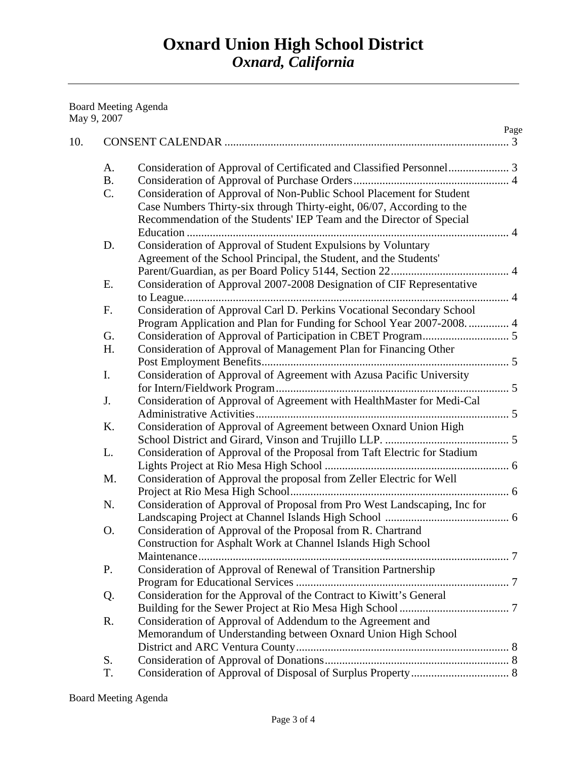# Oxnard Union High School District
## *Oxnard, California*

---

Board Meeting Agenda
May 9, 2007

| | | | Page |
|---|---|---|---|
| 10. | CONSENT CALENDAR | | 3 |
| | A. | Consideration of Approval of Certificated and Classified Personnel | 3 |
| | B. | Consideration of Approval of Purchase Orders | 4 |
| | C. | Consideration of Approval of Non-Public School Placement for Student Case Numbers Thirty-six through Thirty-eight, 06/07, According to the Recommendation of the Students' IEP Team and the Director of Special Education | 4 |
| | D. | Consideration of Approval of Student Expulsions by Voluntary Agreement of the School Principal, the Student, and the Students' Parent/Guardian, as per Board Policy 5144, Section 22 | 4 |
| | E. | Consideration of Approval 2007-2008 Designation of CIF Representative to League | 4 |
| | F. | Consideration of Approval Carl D. Perkins Vocational Secondary School Program Application and Plan for Funding for School Year 2007-2008. | 4 |
| | G. | Consideration of Approval of Participation in CBET Program | 5 |
| | H. | Consideration of Approval of Management Plan for Financing Other Post Employment Benefits | 5 |
| | I. | Consideration of Approval of Agreement with Azusa Pacific University for Intern/Fieldwork Program | 5 |
| | J. | Consideration of Approval of Agreement with HealthMaster for Medi-Cal Administrative Activities | 5 |
| | K. | Consideration of Approval of Agreement between Oxnard Union High School District and Girard, Vinson and Trujillo LLP. | 5 |
| | L. | Consideration of Approval of the Proposal from Taft Electric for Stadium Lights Project at Rio Mesa High School | 6 |
| | M. | Consideration of Approval the proposal from Zeller Electric for Well Project at Rio Mesa High School | 6 |
| | N. | Consideration of Approval of Proposal from Pro West Landscaping, Inc for Landscaping Project at Channel Islands High School | 6 |
| | O. | Consideration of Approval of the Proposal from R. Chartrand Construction for Asphalt Work at Channel Islands High School Maintenance | 7 |
| | P. | Consideration of Approval of Renewal of Transition Partnership Program for Educational Services | 7 |
| | Q. | Consideration for the Approval of the Contract to Kiwitt's General Building for the Sewer Project at Rio Mesa High School | 7 |
| | R. | Consideration of Approval of Addendum to the Agreement and Memorandum of Understanding between Oxnard Union High School District and ARC Ventura County | 8 |
| | S. | Consideration of Approval of Donations | 8 |
| | T. | Consideration of Approval of Disposal of Surplus Property | 8 |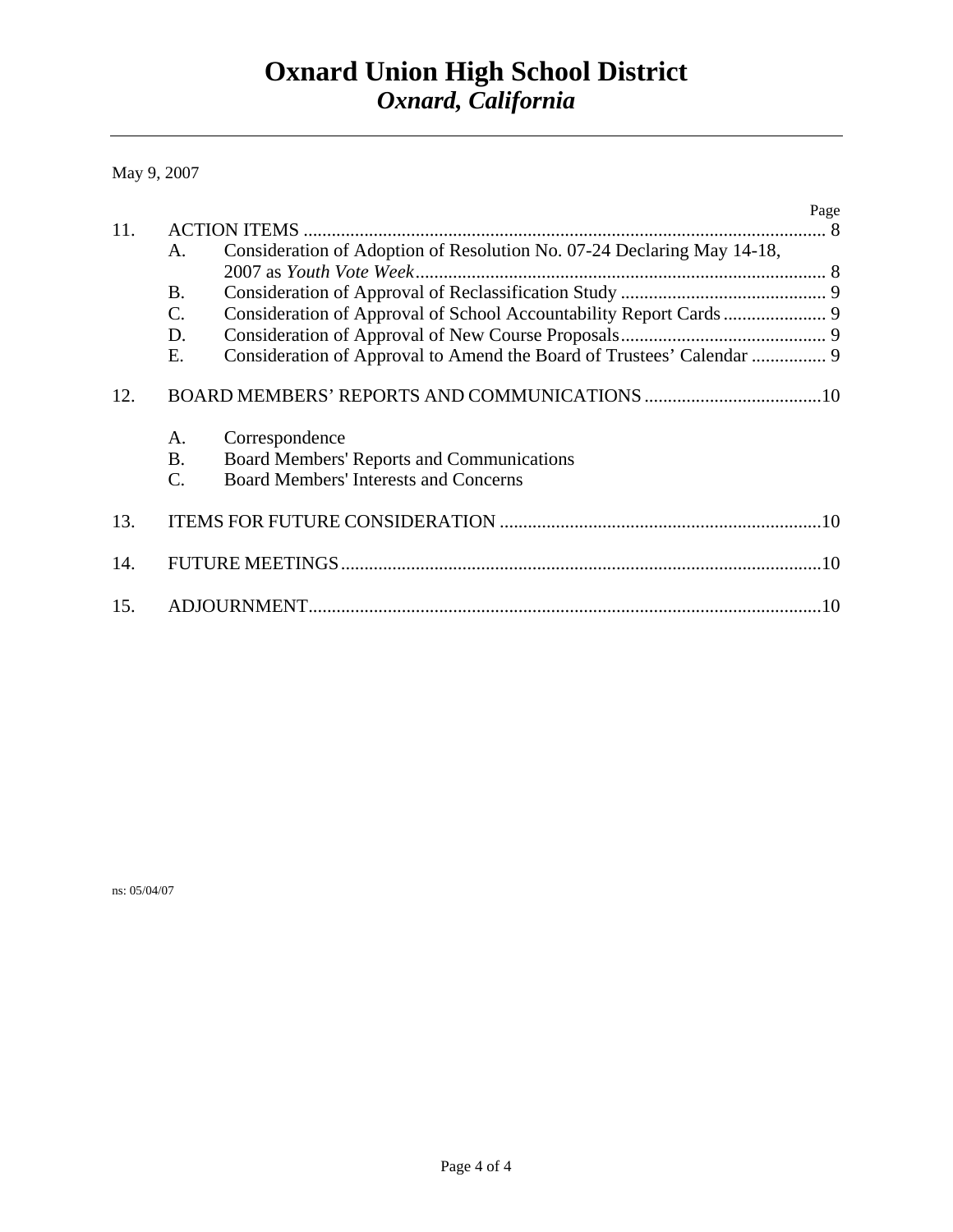# Oxnard Union High School District
## *Oxnard, California*

May 9, 2007

| | | | Page |
|---|---|---|---|
| 11. | ACTION ITEMS | | 8 |
| | A. | Consideration of Adoption of Resolution No. 07-24 Declaring May 14-18, 2007 as *Youth Vote Week* | 8 |
| | B. | Consideration of Approval of Reclassification Study | 9 |
| | C. | Consideration of Approval of School Accountability Report Cards | 9 |
| | D. | Consideration of Approval of New Course Proposals | 9 |
| | E. | Consideration of Approval to Amend the Board of Trustees' Calendar | 9 |
| 12. | BOARD MEMBERS' REPORTS AND COMMUNICATIONS | | 10 |
| | A. | Correspondence | |
| | B. | Board Members' Reports and Communications | |
| | C. | Board Members' Interests and Concerns | |
| 13. | ITEMS FOR FUTURE CONSIDERATION | | 10 |
| 14. | FUTURE MEETINGS | | 10 |
| 15. | ADJOURNMENT | | 10 |

ns: 05/04/07